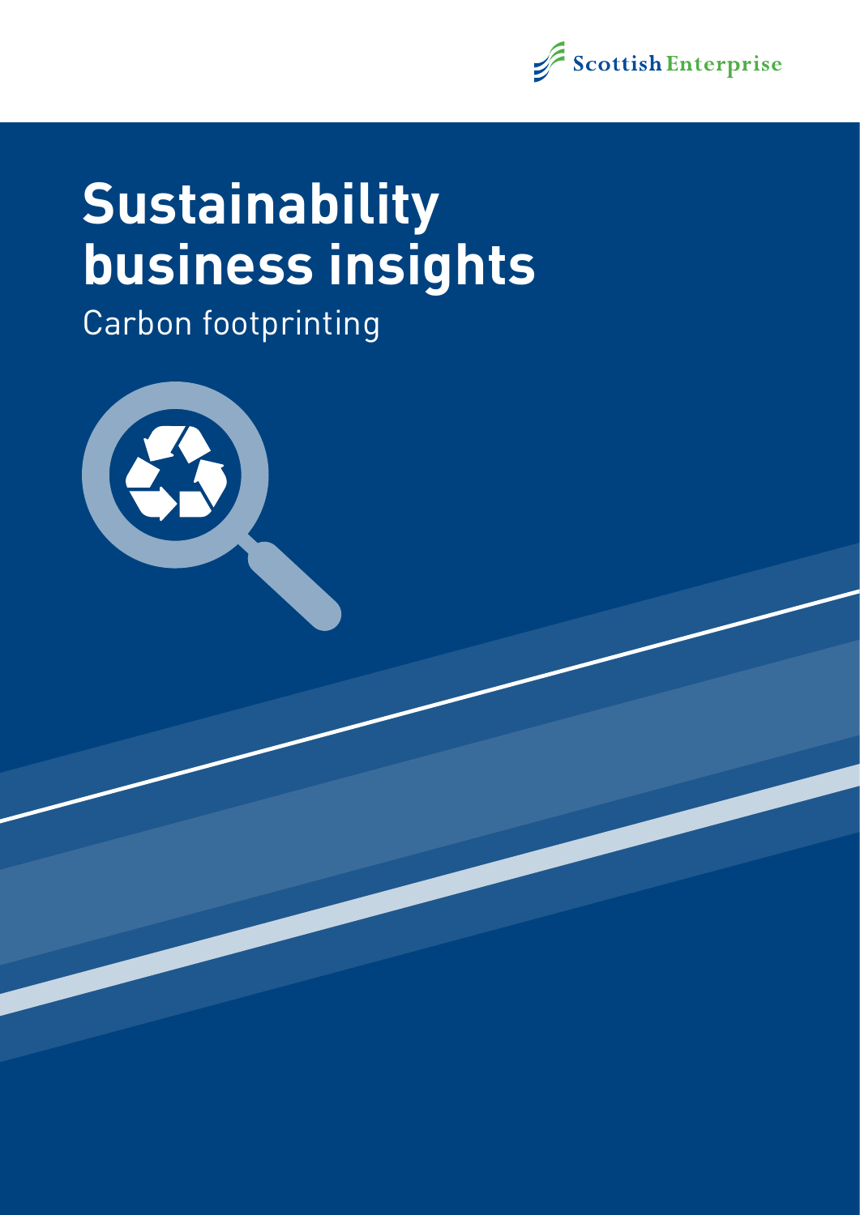Scottish Enterprise

# Sustainability business insights

## Carbon footprinting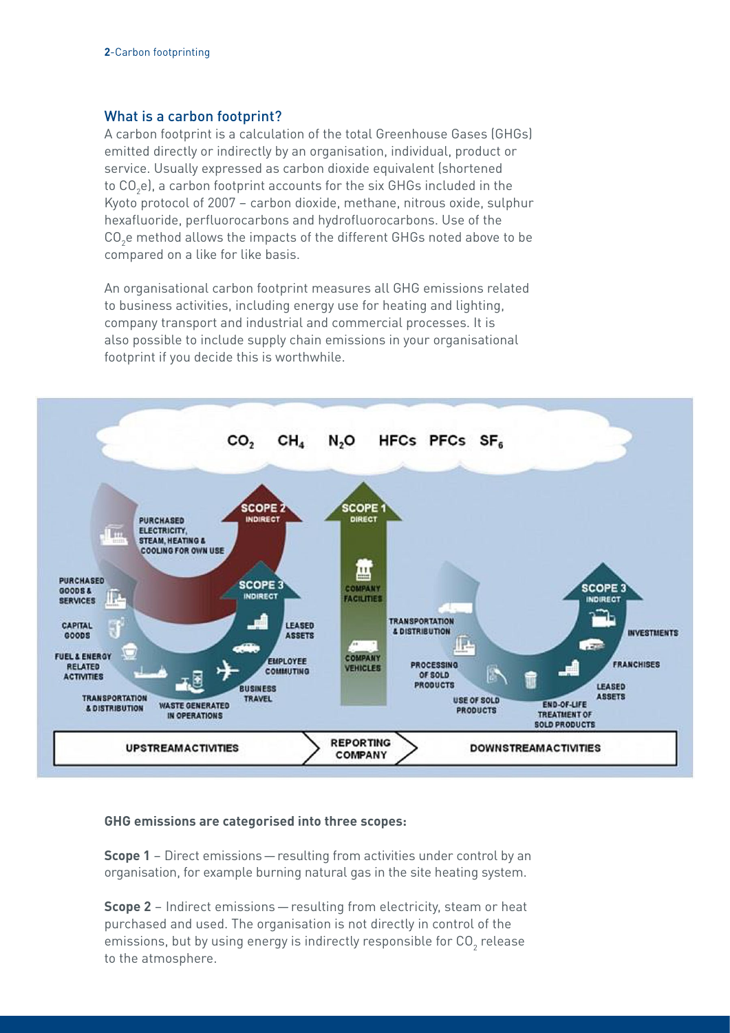## What is a carbon footprint?

A carbon footprint is a calculation of the total Greenhouse Gases (GHGs) emitted directly or indirectly by an organisation, individual, product or service. Usually expressed as carbon dioxide equivalent (shortened to $CO_2e$), a carbon footprint accounts for the six GHGs included in the Kyoto protocol of 2007 – carbon dioxide, methane, nitrous oxide, sulphur hexafluoride, perfluorocarbons and hydrofluorocarbons. Use of the $CO_2e$ method allows the impacts of the different GHGs noted above to be compared on a like for like basis.

An organisational carbon footprint measures all GHG emissions related to business activities, including energy use for heating and lighting, company transport and industrial and commercial processes. It is also possible to include supply chain emissions in your organisational footprint if you decide this is worthwhile.

**GHG emissions are categorised into three scopes:**

**Scope 1** – Direct emissions — resulting from activities under control by an organisation, for example burning natural gas in the site heating system.

**Scope 2** – Indirect emissions — resulting from electricity, steam or heat purchased and used. The organisation is not directly in control of the emissions, but by using energy is indirectly responsible for $CO_2$ release to the atmosphere.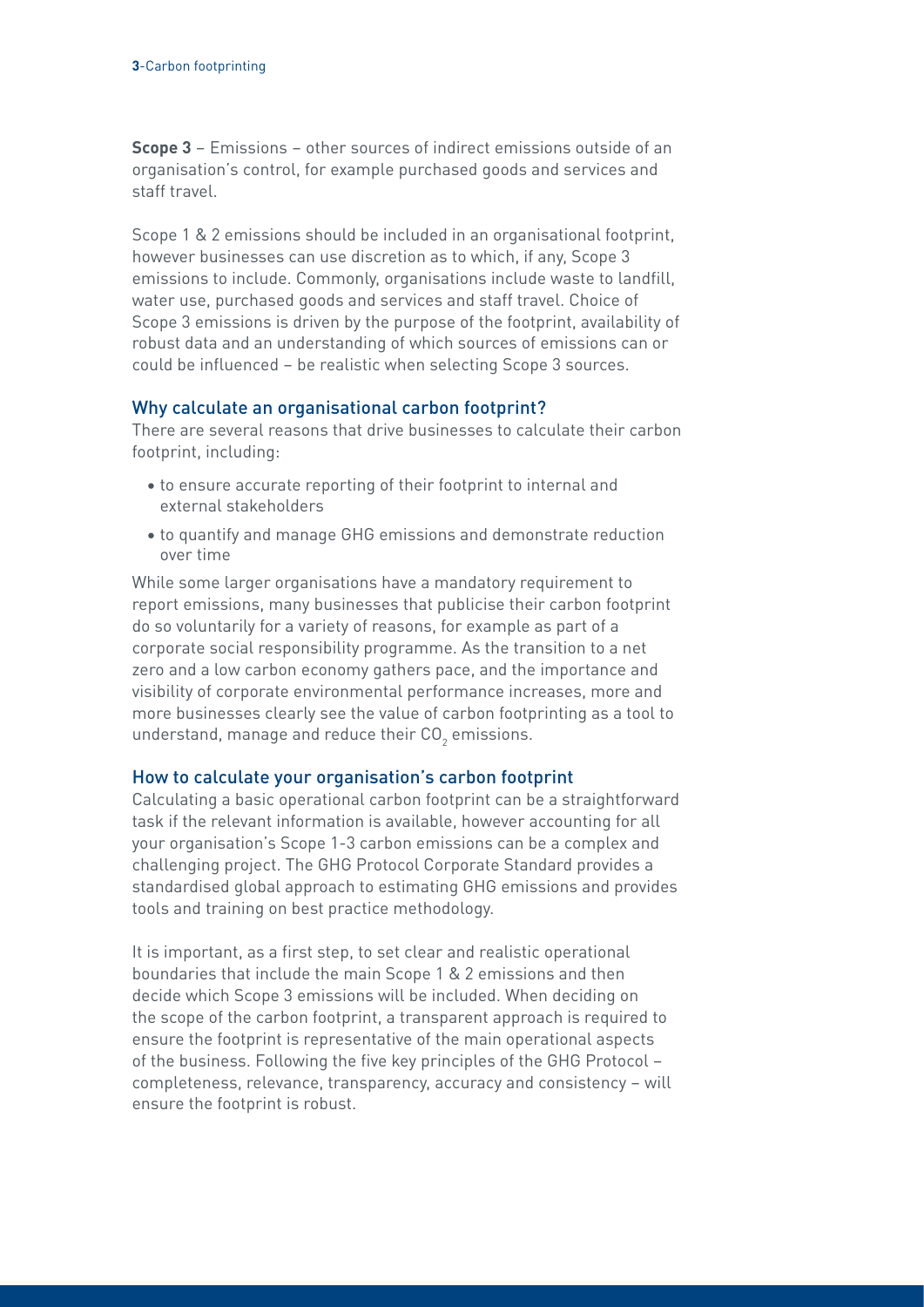**Scope 3** – Emissions – other sources of indirect emissions outside of an organisation's control, for example purchased goods and services and staff travel.

Scope 1 & 2 emissions should be included in an organisational footprint, however businesses can use discretion as to which, if any, Scope 3 emissions to include. Commonly, organisations include waste to landfill, water use, purchased goods and services and staff travel. Choice of Scope 3 emissions is driven by the purpose of the footprint, availability of robust data and an understanding of which sources of emissions can or could be influenced – be realistic when selecting Scope 3 sources.

## Why calculate an organisational carbon footprint?

There are several reasons that drive businesses to calculate their carbon footprint, including:

- to ensure accurate reporting of their footprint to internal and external stakeholders
- to quantify and manage GHG emissions and demonstrate reduction over time

While some larger organisations have a mandatory requirement to report emissions, many businesses that publicise their carbon footprint do so voluntarily for a variety of reasons, for example as part of a corporate social responsibility programme. As the transition to a net zero and a low carbon economy gathers pace, and the importance and visibility of corporate environmental performance increases, more and more businesses clearly see the value of carbon footprinting as a tool to understand, manage and reduce their $CO_2$ emissions.

## How to calculate your organisation's carbon footprint

Calculating a basic operational carbon footprint can be a straightforward task if the relevant information is available, however accounting for all your organisation's Scope 1-3 carbon emissions can be a complex and challenging project. The GHG Protocol Corporate Standard provides a standardised global approach to estimating GHG emissions and provides tools and training on best practice methodology.

It is important, as a first step, to set clear and realistic operational boundaries that include the main Scope 1 & 2 emissions and then decide which Scope 3 emissions will be included. When deciding on the scope of the carbon footprint, a transparent approach is required to ensure the footprint is representative of the main operational aspects of the business. Following the five key principles of the GHG Protocol – completeness, relevance, transparency, accuracy and consistency – will ensure the footprint is robust.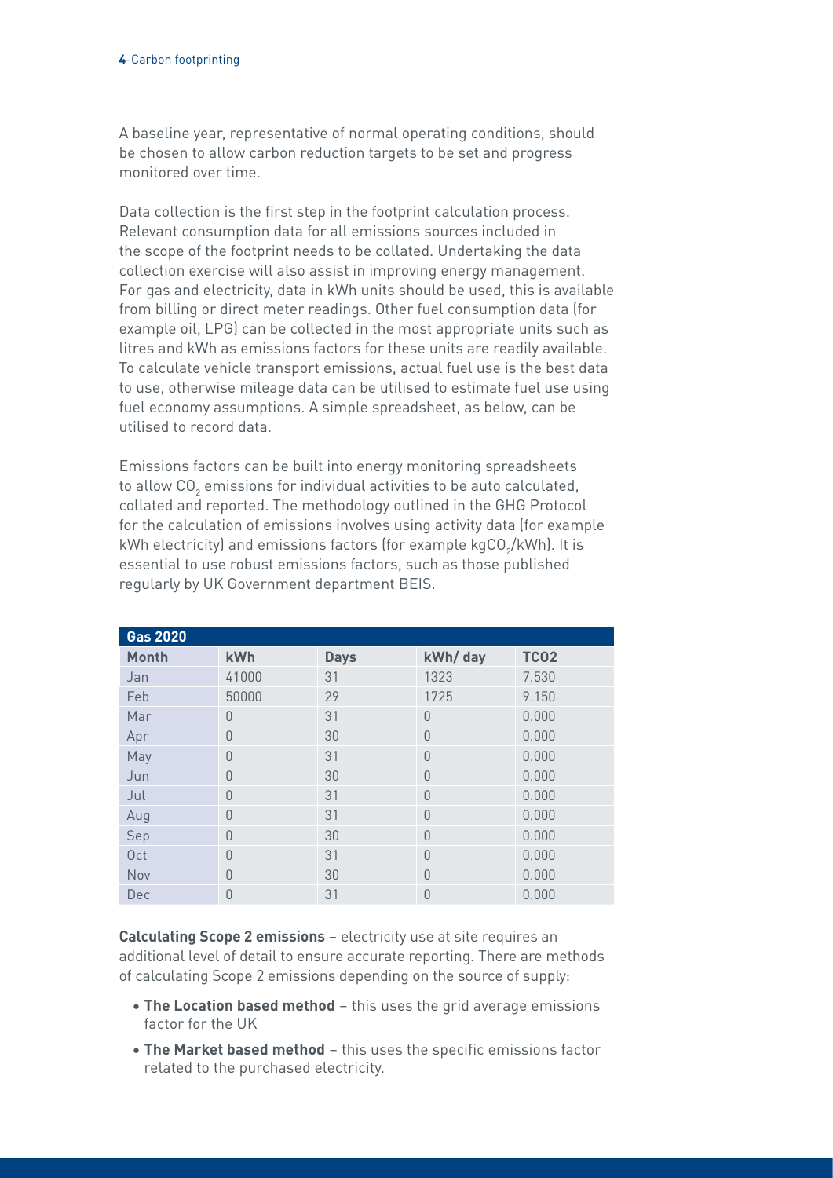A baseline year, representative of normal operating conditions, should be chosen to allow carbon reduction targets to be set and progress monitored over time.

Data collection is the first step in the footprint calculation process. Relevant consumption data for all emissions sources included in the scope of the footprint needs to be collated. Undertaking the data collection exercise will also assist in improving energy management. For gas and electricity, data in kWh units should be used, this is available from billing or direct meter readings. Other fuel consumption data (for example oil, LPG) can be collected in the most appropriate units such as litres and kWh as emissions factors for these units are readily available. To calculate vehicle transport emissions, actual fuel use is the best data to use, otherwise mileage data can be utilised to estimate fuel use using fuel economy assumptions. A simple spreadsheet, as below, can be utilised to record data.

Emissions factors can be built into energy monitoring spreadsheets to allow $CO_2$ emissions for individual activities to be auto calculated, collated and reported. The methodology outlined in the GHG Protocol for the calculation of emissions involves using activity data (for example kWh electricity) and emissions factors (for example $kgCO_2/kWh$). It is essential to use robust emissions factors, such as those published regularly by UK Government department BEIS.

| Gas 2020 | | | | |
|---|---|---|---|---|
| **Month** | **kWh** | **Days** | **kWh/ day** | **TCO2** |
| Jan | 41000 | 31 | 1323 | 7.530 |
| Feb | 50000 | 29 | 1725 | 9.150 |
| Mar | 0 | 31 | 0 | 0.000 |
| Apr | 0 | 30 | 0 | 0.000 |
| May | 0 | 31 | 0 | 0.000 |
| Jun | 0 | 30 | 0 | 0.000 |
| Jul | 0 | 31 | 0 | 0.000 |
| Aug | 0 | 31 | 0 | 0.000 |
| Sep | 0 | 30 | 0 | 0.000 |
| Oct | 0 | 31 | 0 | 0.000 |
| Nov | 0 | 30 | 0 | 0.000 |
| Dec | 0 | 31 | 0 | 0.000 |

**Calculating Scope 2 emissions** – electricity use at site requires an additional level of detail to ensure accurate reporting. There are methods of calculating Scope 2 emissions depending on the source of supply:

- **The Location based method** – this uses the grid average emissions factor for the UK
- **The Market based method** – this uses the specific emissions factor related to the purchased electricity.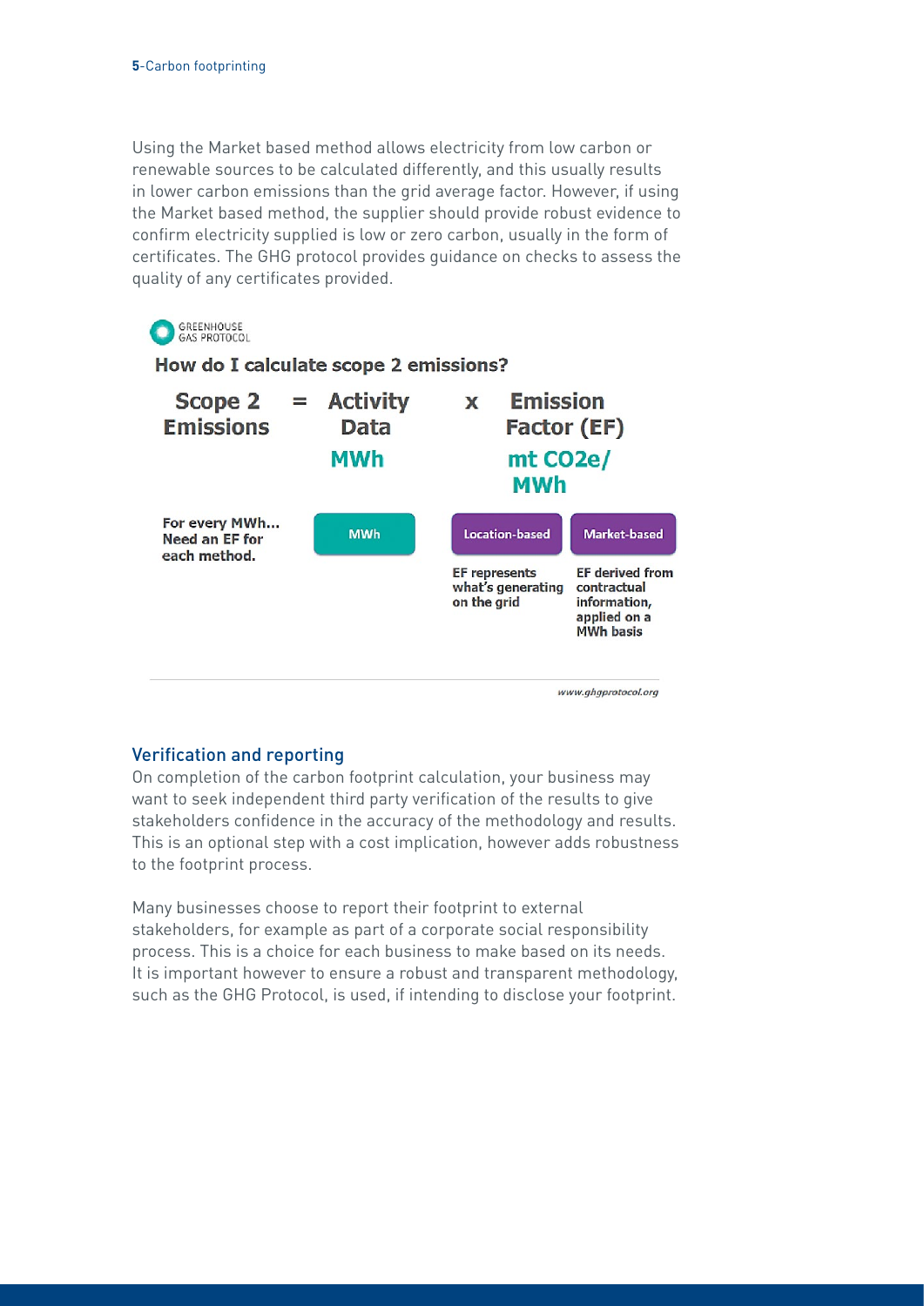Using the Market based method allows electricity from low carbon or renewable sources to be calculated differently, and this usually results in lower carbon emissions than the grid average factor. However, if using the Market based method, the supplier should provide robust evidence to confirm electricity supplied is low or zero carbon, usually in the form of certificates. The GHG protocol provides guidance on checks to assess the quality of any certificates provided.

GREENHOUSE GAS PROTOCOL

**How do I calculate scope 2 emissions?**

**Scope 2 Emissions = Activity Data (MWh) x Emission Factor (EF) (mt $CO_2e$/MWh)**

For every MWh... Need an EF for each method.

- **MWh**
- **Location-based**: EF represents what's generating on the grid
- **Market-based**: EF derived from contractual information, applied on a MWh basis

www.ghgprotocol.org

## Verification and reporting

On completion of the carbon footprint calculation, your business may want to seek independent third party verification of the results to give stakeholders confidence in the accuracy of the methodology and results. This is an optional step with a cost implication, however adds robustness to the footprint process.

Many businesses choose to report their footprint to external stakeholders, for example as part of a corporate social responsibility process. This is a choice for each business to make based on its needs. It is important however to ensure a robust and transparent methodology, such as the GHG Protocol, is used, if intending to disclose your footprint.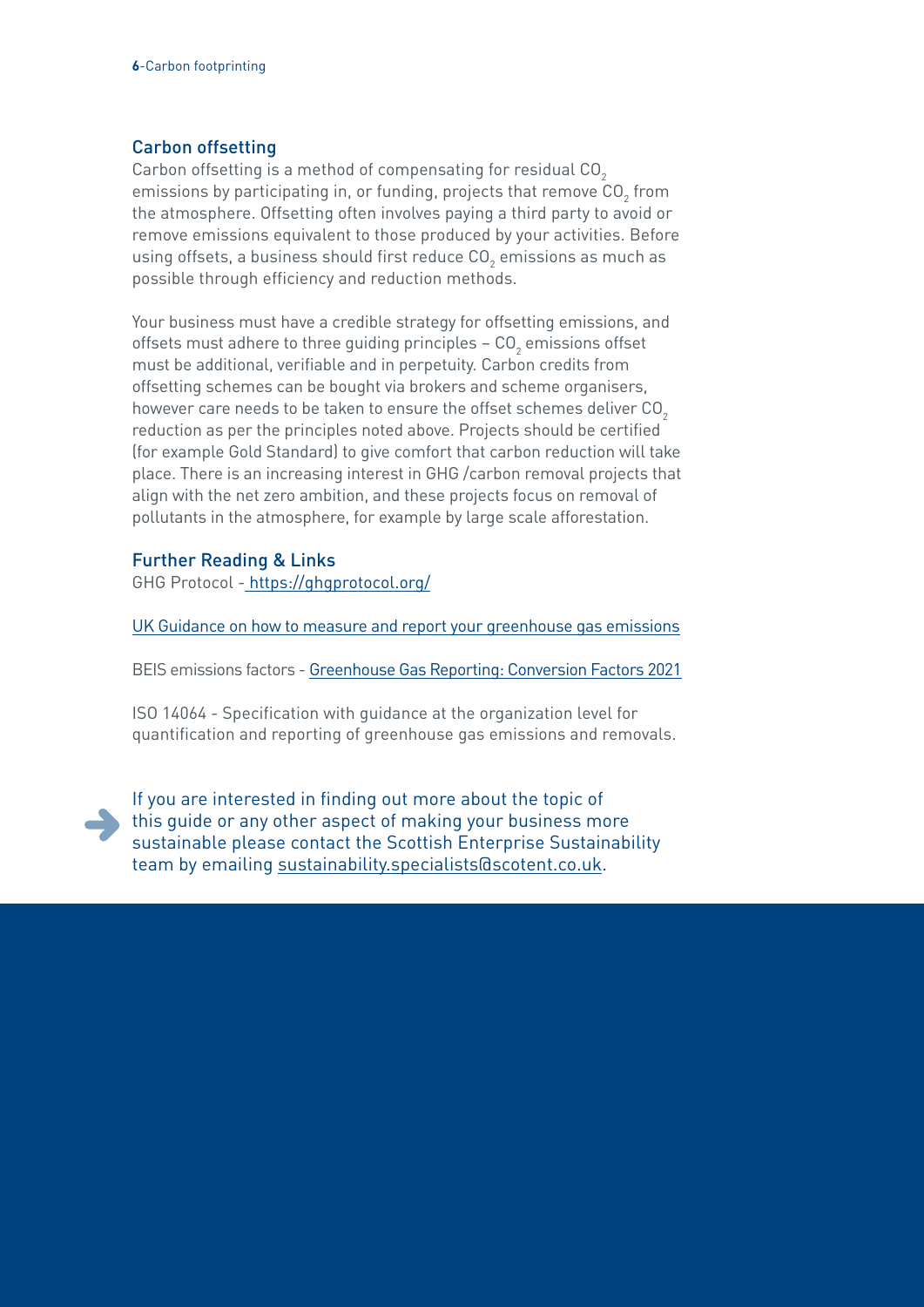## Carbon offsetting

Carbon offsetting is a method of compensating for residual $CO_2$ emissions by participating in, or funding, projects that remove $CO_2$ from the atmosphere. Offsetting often involves paying a third party to avoid or remove emissions equivalent to those produced by your activities. Before using offsets, a business should first reduce $CO_2$ emissions as much as possible through efficiency and reduction methods.

Your business must have a credible strategy for offsetting emissions, and offsets must adhere to three guiding principles – $CO_2$ emissions offset must be additional, verifiable and in perpetuity. Carbon credits from offsetting schemes can be bought via brokers and scheme organisers, however care needs to be taken to ensure the offset schemes deliver $CO_2$ reduction as per the principles noted above. Projects should be certified (for example Gold Standard) to give comfort that carbon reduction will take place. There is an increasing interest in GHG /carbon removal projects that align with the net zero ambition, and these projects focus on removal of pollutants in the atmosphere, for example by large scale afforestation.

## Further Reading & Links

GHG Protocol - https://ghgprotocol.org/

UK Guidance on how to measure and report your greenhouse gas emissions

BEIS emissions factors - Greenhouse Gas Reporting: Conversion Factors 2021

ISO 14064 - Specification with guidance at the organization level for quantification and reporting of greenhouse gas emissions and removals.

If you are interested in finding out more about the topic of this guide or any other aspect of making your business more sustainable please contact the Scottish Enterprise Sustainability team by emailing sustainability.specialists@scotent.co.uk.